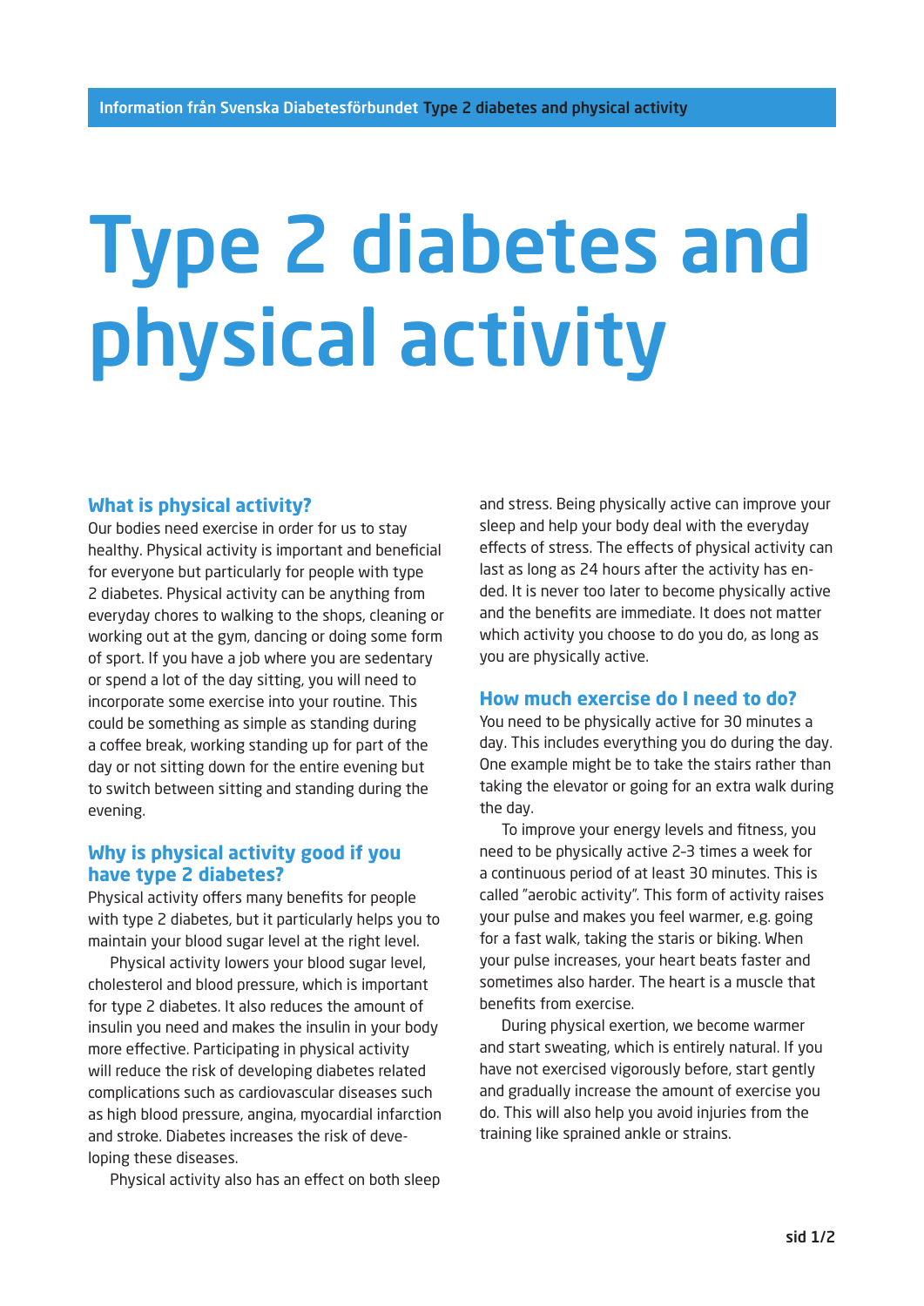# Type 2 diabetes and physical activity

## What is physical activity?

Our bodies need exercise in order for us to stay healthy. Physical activity is important and beneficial for everyone but particularly for people with type 2 diabetes. Physical activity can be anything from everyday chores to walking to the shops, cleaning or working out at the gym, dancing or doing some form of sport. If you have a job where you are sedentary or spend a lot of the day sitting, you will need to incorporate some exercise into your routine. This could be something as simple as standing during a coffee break, working standing up for part of the day or not sitting down for the entire evening but to switch between sitting and standing during the evening.

## Why is physical activity good if you have type 2 diabetes?

Physical activity offers many benefits for people with type 2 diabetes, but it particularly helps you to maintain your blood sugar level at the right level.

Physical activity lowers your blood sugar level, cholesterol and blood pressure, which is important for type 2 diabetes. It also reduces the amount of insulin you need and makes the insulin in your body more effective. Participating in physical activity will reduce the risk of developing diabetes related complications such as cardiovascular diseases such as high blood pressure, angina, myocardial infarction and stroke. Diabetes increases the risk of developing these diseases.

Physical activity also has an effect on both sleep and stress. Being physically active can improve your sleep and help your body deal with the everyday effects of stress. The effects of physical activity can last as long as 24 hours after the activity has ended. It is never too later to become physically active and the benefits are immediate. It does not matter which activity you choose to do you do, as long as you are physically active.

## How much exercise do I need to do?

You need to be physically active for 30 minutes a day. This includes everything you do during the day. One example might be to take the stairs rather than taking the elevator or going for an extra walk during the day.

To improve your energy levels and fitness, you need to be physically active 2-3 times a week for a continuous period of at least 30 minutes. This is called ”aerobic activity”. This form of activity raises your pulse and makes you feel warmer, e.g. going for a fast walk, taking the staris or biking. When your pulse increases, your heart beats faster and sometimes also harder. The heart is a muscle that benefits from exercise.

During physical exertion, we become warmer and start sweating, which is entirely natural. If you have not exercised vigorously before, start gently and gradually increase the amount of exercise you do. This will also help you avoid injuries from the training like sprained ankle or strains.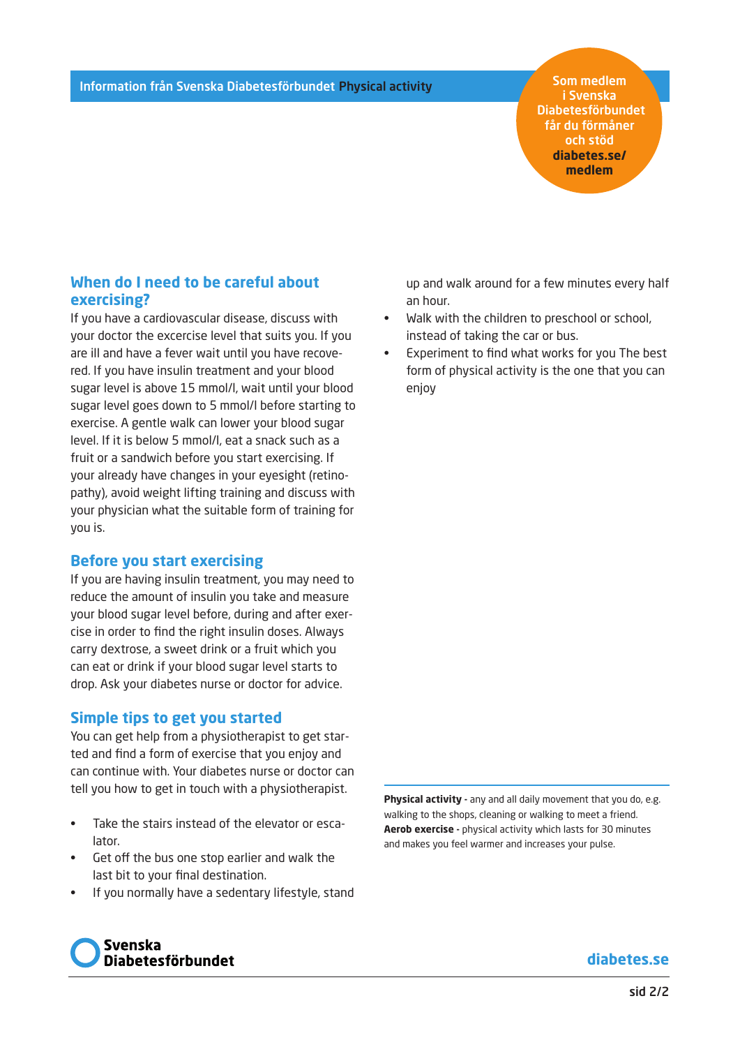## When do I need to be careful about exercising?

If you have a cardiovascular disease, discuss with your doctor the excercise level that suits you. If you are ill and have a fever wait until you have recovered. If you have insulin treatment and your blood sugar level is above 15 mmol/l, wait until your blood sugar level goes down to 5 mmol/l before starting to exercise. A gentle walk can lower your blood sugar level. If it is below 5 mmol/l, eat a snack such as a fruit or a sandwich before you start exercising. If your already have changes in your eyesight (retinopathy), avoid weight lifting training and discuss with your physician what the suitable form of training for you is.

## Before you start exercising

If you are having insulin treatment, you may need to reduce the amount of insulin you take and measure your blood sugar level before, during and after exercise in order to find the right insulin doses. Always carry dextrose, a sweet drink or a fruit which you can eat or drink if your blood sugar level starts to drop. Ask your diabetes nurse or doctor for advice.

## Simple tips to get you started

You can get help from a physiotherapist to get started and find a form of exercise that you enjoy and can continue with. Your diabetes nurse or doctor can tell you how to get in touch with a physiotherapist.

- Take the stairs instead of the elevator or escalator.
- Get off the bus one stop earlier and walk the last bit to your final destination.
- If you normally have a sedentary lifestyle, stand up and walk around for a few minutes every half an hour.
- Walk with the children to preschool or school, instead of taking the car or bus.
- Experiment to find what works for you The best form of physical activity is the one that you can enjoy

**Physical activity -** any and all daily movement that you do, e.g. walking to the shops, cleaning or walking to meet a friend.
**Aerob exercise -** physical activity which lasts for 30 minutes and makes you feel warmer and increases your pulse.

Som medlem i Svenska Diabetesförbundet får du förmåner och stöd **diabetes.se/medlem**

Svenska Diabetesförbundet

diabetes.se